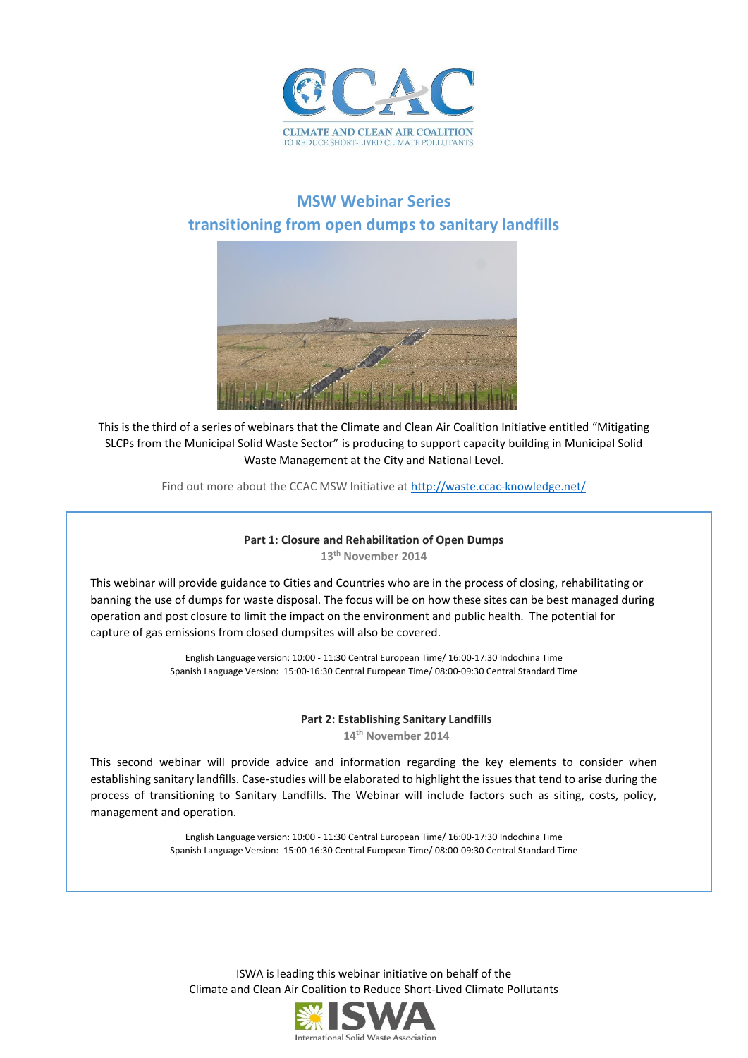CLIMATE AND CLEAN AIR COALITION
TO REDUCE SHORT-LIVED CLIMATE POLLUTANTS

# MSW Webinar Series
## transitioning from open dumps to sanitary landfills

This is the third of a series of webinars that the Climate and Clean Air Coalition Initiative entitled "Mitigating SLCPs from the Municipal Solid Waste Sector" is producing to support capacity building in Municipal Solid Waste Management at the City and National Level.

Find out more about the CCAC MSW Initiative at http://waste.ccac-knowledge.net/

### Part 1: Closure and Rehabilitation of Open Dumps

**13th November 2014**

This webinar will provide guidance to Cities and Countries who are in the process of closing, rehabilitating or banning the use of dumps for waste disposal. The focus will be on how these sites can be best managed during operation and post closure to limit the impact on the environment and public health. The potential for capture of gas emissions from closed dumpsites will also be covered.

English Language version: 10:00 - 11:30 Central European Time/ 16:00-17:30 Indochina Time
Spanish Language Version: 15:00-16:30 Central European Time/ 08:00-09:30 Central Standard Time

### Part 2: Establishing Sanitary Landfills

**14th November 2014**

This second webinar will provide advice and information regarding the key elements to consider when establishing sanitary landfills. Case-studies will be elaborated to highlight the issues that tend to arise during the process of transitioning to Sanitary Landfills. The Webinar will include factors such as siting, costs, policy, management and operation.

English Language version: 10:00 - 11:30 Central European Time/ 16:00-17:30 Indochina Time
Spanish Language Version: 15:00-16:30 Central European Time/ 08:00-09:30 Central Standard Time

ISWA is leading this webinar initiative on behalf of the
Climate and Clean Air Coalition to Reduce Short-Lived Climate Pollutants

ISWA
International Solid Waste Association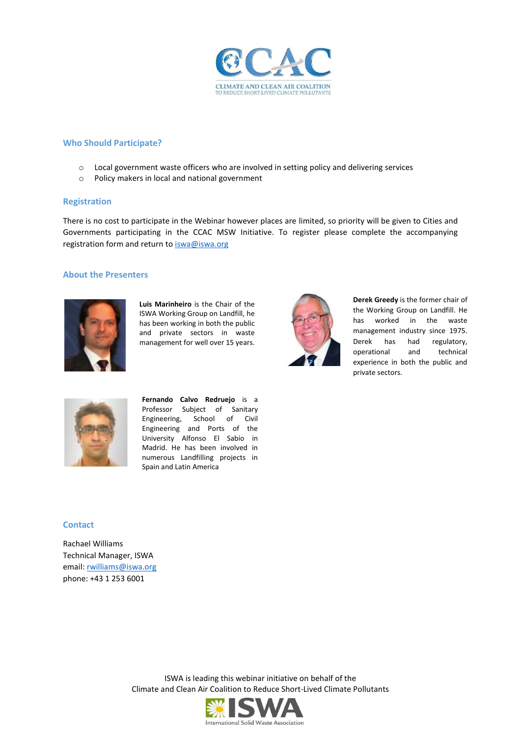CCAC

CLIMATE AND CLEAN AIR COALITION
TO REDUCE SHORT-LIVED CLIMATE POLLUTANTS

## Who Should Participate?

- Local government waste officers who are involved in setting policy and delivering services
- Policy makers in local and national government

## Registration

There is no cost to participate in the Webinar however places are limited, so priority will be given to Cities and Governments participating in the CCAC MSW Initiative. To register please complete the accompanying registration form and return to iswa@iswa.org

## About the Presenters

**Luis Marinheiro** is the Chair of the ISWA Working Group on Landfill, he has been working in both the public and private sectors in waste management for well over 15 years.

**Derek Greedy** is the former chair of the Working Group on Landfill. He has worked in the waste management industry since 1975. Derek has had regulatory, operational and technical experience in both the public and private sectors.

**Fernando Calvo Redruejo** is a Professor Subject of Sanitary Engineering, School of Civil Engineering and Ports of the University Alfonso El Sabio in Madrid. He has been involved in numerous Landfilling projects in Spain and Latin America

## Contact

Rachael Williams
Technical Manager, ISWA
email: rwilliams@iswa.org
phone: +43 1 253 6001

ISWA is leading this webinar initiative on behalf of the
Climate and Clean Air Coalition to Reduce Short-Lived Climate Pollutants

ISWA
International Solid Waste Association